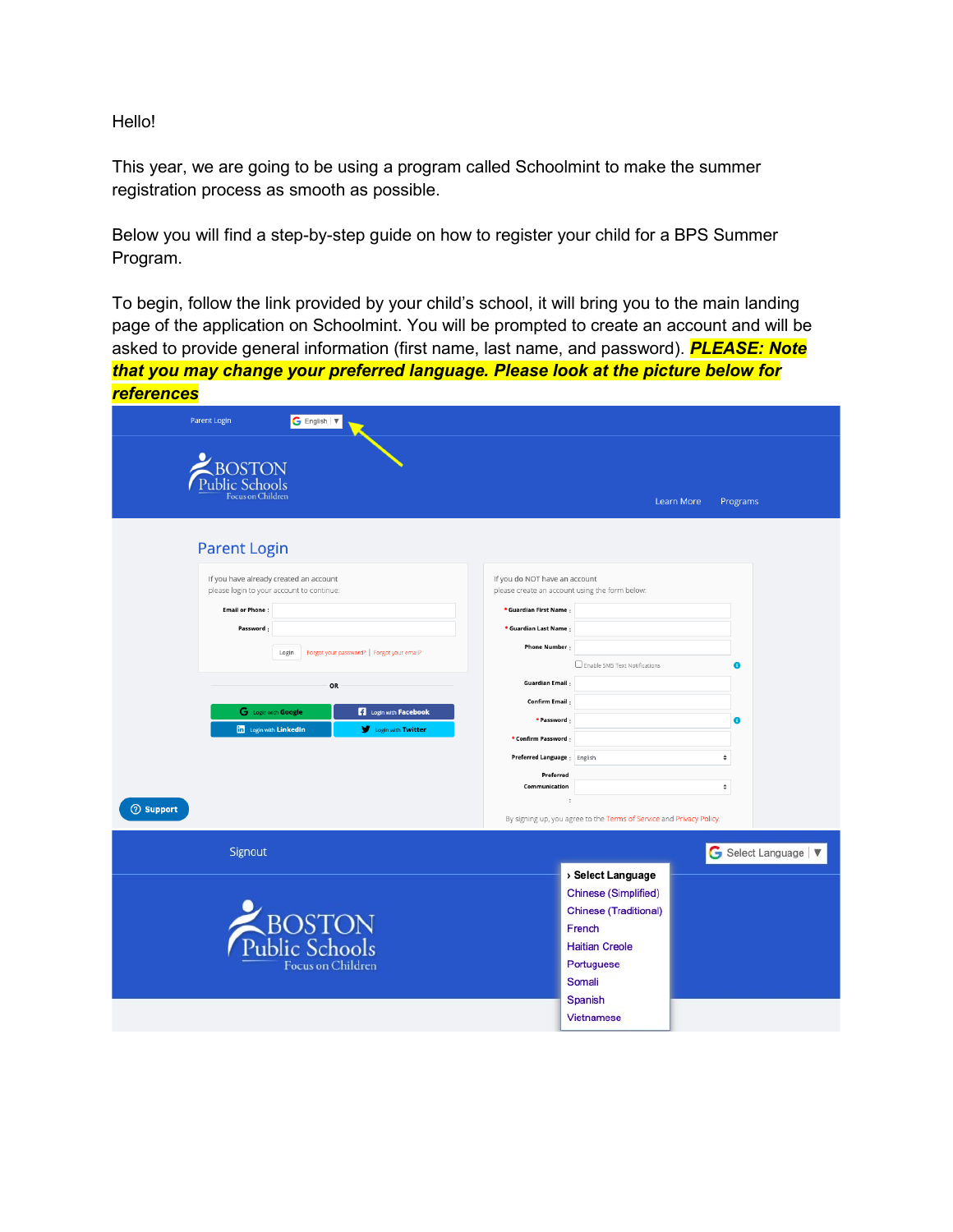Hello!

This year, we are going to be using a program called Schoolmint to make the summer registration process as smooth as possible.

Below you will find a step-by-step guide on how to register your child for a BPS Summer Program.

To begin, follow the link provided by your child's school, it will bring you to the main landing page of the application on Schoolmint. You will be prompted to create an account and will be asked to provide general information (first name, last name, and password). ***PLEASE: Note that you may change your preferred language. Please look at the picture below for references***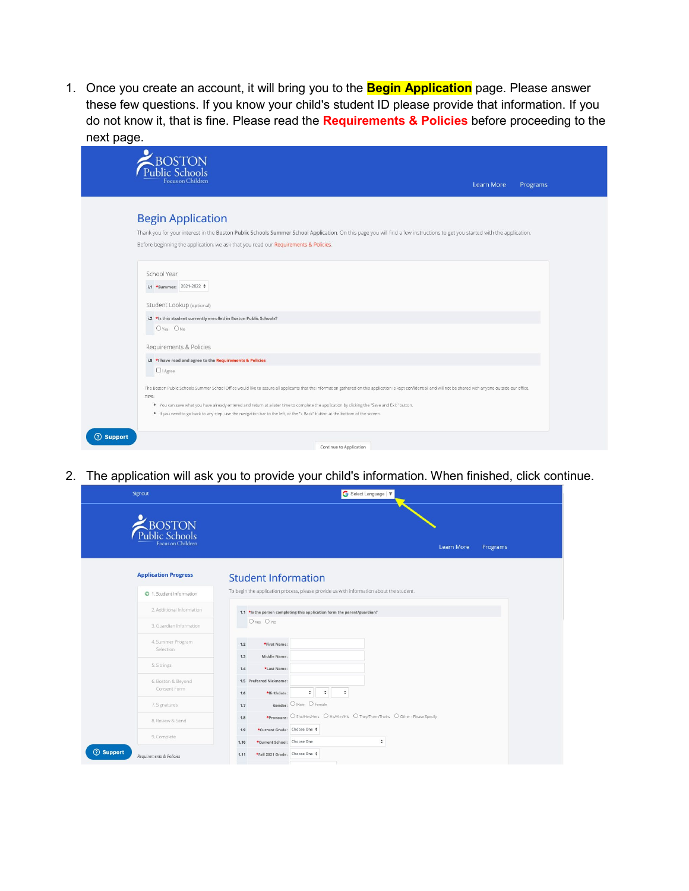1. Once you create an account, it will bring you to the **Begin Application** page. Please answer these few questions. If you know your child's student ID please provide that information. If you do not know it, that is fine. Please read the **Requirements & Policies** before proceeding to the next page.

BOSTON Public Schools Focus on Children

Learn More Programs

## Begin Application

Thank you for your interest in the Boston Public Schools Summer School Application. On this page you will find a few instructions to get you started with the application.

Before beginning the application, we ask that you read our Requirements & Policies.

School Year

i.1 *Summer: 2021-2022

Student Lookup (optional)

i.2 *Is this student currently enrolled in Boston Public Schools?

Yes No

Requirements & Policies

i.8 *I have read and agree to the Requirements & Policies

I Agree

The Boston Public Schools Summer School Office would like to assure all applicants that the information gathered on this application is kept confidential, and will not be shared with anyone outside our office.

TIPS:

- You can save what you have already entered and return at a later time to complete the application by clicking the "Save and Exit" button.
- If you need to go back to any step, use the navigation bar to the left, or the "« Back" button at the bottom of the screen.

Support

Continue to Application

2. The application will ask you to provide your child's information. When finished, click continue.

Signout Select Language

BOSTON Public Schools Focus on Children

Learn More Programs

Application Progress

1. Student Information
2. Additional Information
3. Guardian Information
4. Summer Program Selection
5. Siblings
6. Boston & Beyond Consent Form
7. Signatures
8. Review & Send
9. Complete

Requirements & Policies

## Student Information

To begin the application process, please provide us with information about the student.

1.1 *Is the person completing this application form the parent/guardian? Yes No

1.2 *First Name:

1.3 Middle Name:

1.4 *Last Name:

1.5 Preferred Nickname:

1.6 *Birthdate:

1.7 Gender: Male Female

1.8 *Pronouns: She/Her/Hers He/Him/His They/Them/Theirs Other - Please Specify

1.9 *Current Grade: Choose One

1.10 *Current School: Choose One

1.11 *Fall 2021 Grade: Choose One

Support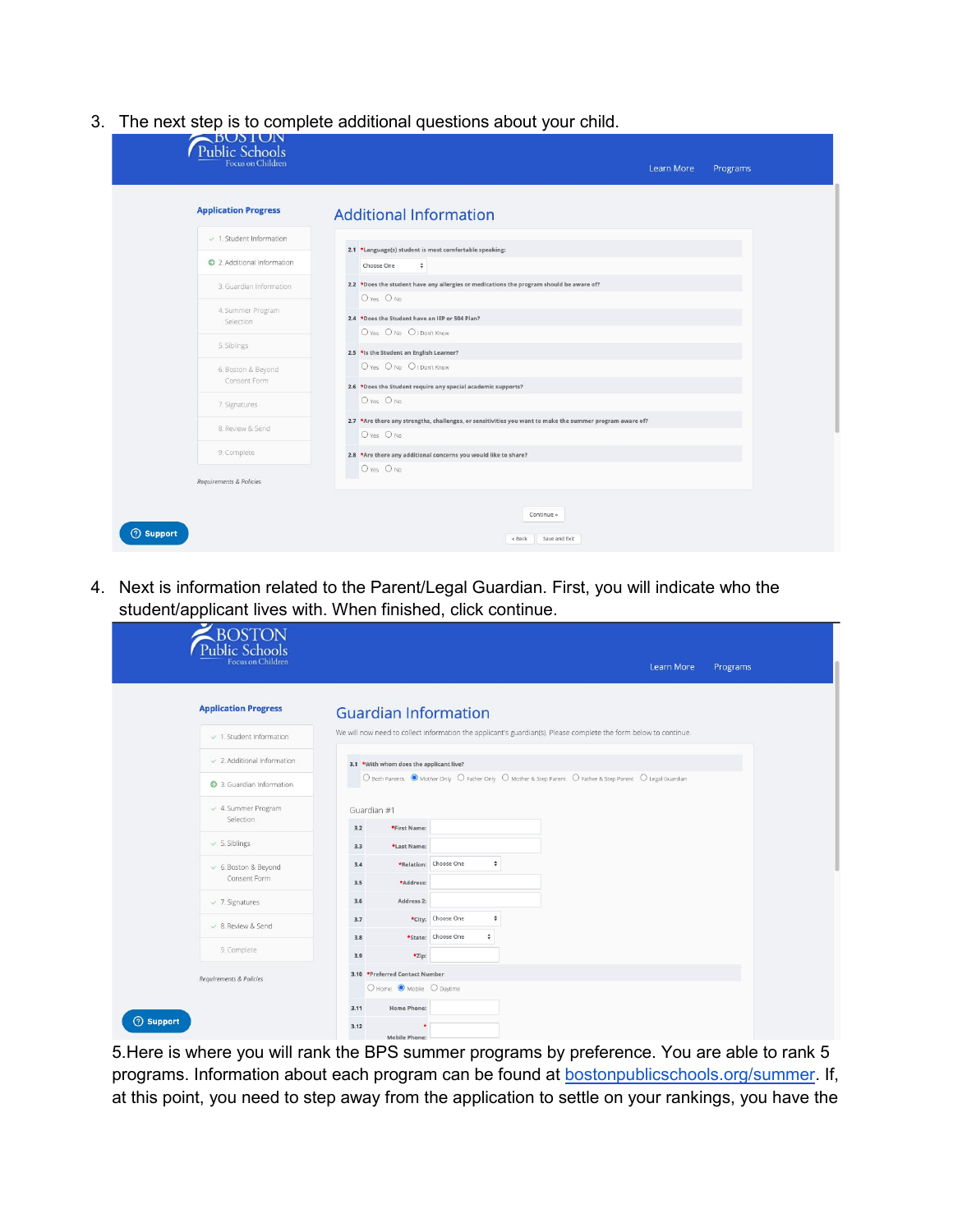3. The next step is to complete additional questions about your child.

BOSTON Public Schools
Focus on Children

Learn More Programs

Application Progress

1. Student Information
2. Additional Information
3. Guardian Information
4. Summer Program Selection
5. Siblings
6. Boston & Beyond Consent Form
7. Signatures
8. Review & Send
9. Complete

*Requirements & Policies*

## Additional Information

2.1 *Language(s) student is most comfortable speaking:

Choose One

2.2 *Does the student have any allergies or medications the program should be aware of?

Yes No

2.4 *Does the Student have an IEP or 504 Plan?

Yes No I Don't Know

2.5 *Is the Student an English Learner?

Yes No I Don't Know

2.6 *Does the Student require any special academic supports?

Yes No

2.7 *Are there any strengths, challenges, or sensitivities you want to make the summer program aware of?

Yes No

2.8 *Are there any additional concerns you would like to share?

Yes No

Continue »

Support

« Back Save and Exit

4. Next is information related to the Parent/Legal Guardian. First, you will indicate who the student/applicant lives with. When finished, click continue.

BOSTON Public Schools
Focus on Children

Learn More Programs

Application Progress

1. Student Information
2. Additional Information
3. Guardian Information
4. Summer Program Selection
5. Siblings
6. Boston & Beyond Consent Form
7. Signatures
8. Review & Send
9. Complete

*Requirements & Policies*

## Guardian Information

We will now need to collect information the applicant's guardian(s). Please complete the form below to continue.

3.1 *With whom does the applicant live?

Both Parents Mother Only Father Only Mother & Step Parent Father & Step Parent Legal Guardian

Guardian #1

3.2 *First Name:

3.3 *Last Name:

3.4 *Relation: Choose One

3.5 *Address:

3.6 Address 2:

3.7 *City: Choose One

3.8 *State: Choose One

3.9 *Zip:

3.10 *Preferred Contact Number

Home Mobile Daytime

3.11 Home Phone:

3.12 * Mobile Phone:

Support

5.Here is where you will rank the BPS summer programs by preference. You are able to rank 5 programs. Information about each program can be found at bostonpublicschools.org/summer. If, at this point, you need to step away from the application to settle on your rankings, you have the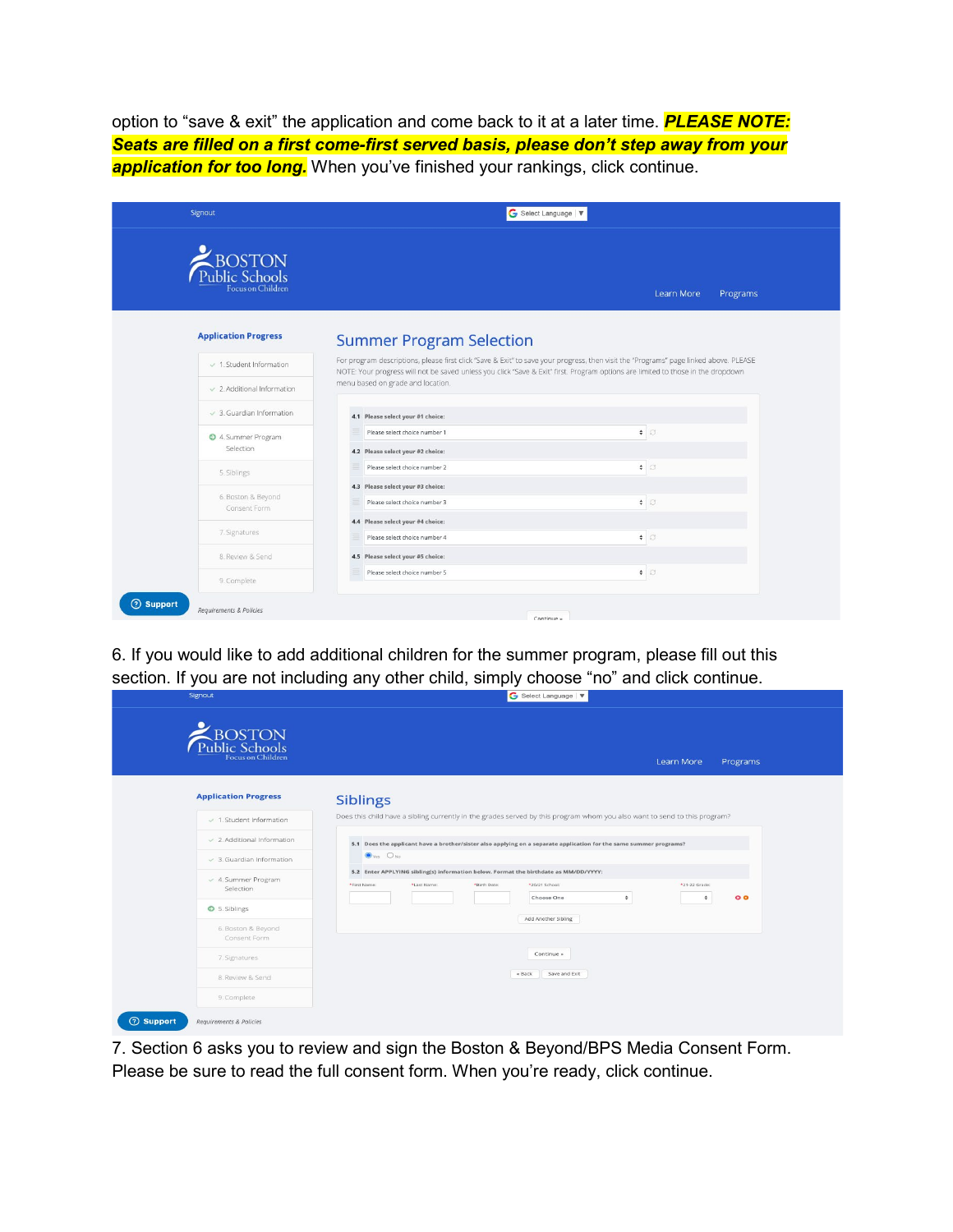option to "save & exit" the application and come back to it at a later time. ***PLEASE NOTE: Seats are filled on a first come-first served basis, please don't step away from your application for too long.*** When you've finished your rankings, click continue.

6. If you would like to add additional children for the summer program, please fill out this section. If you are not including any other child, simply choose "no" and click continue.

7. Section 6 asks you to review and sign the Boston & Beyond/BPS Media Consent Form. Please be sure to read the full consent form. When you're ready, click continue.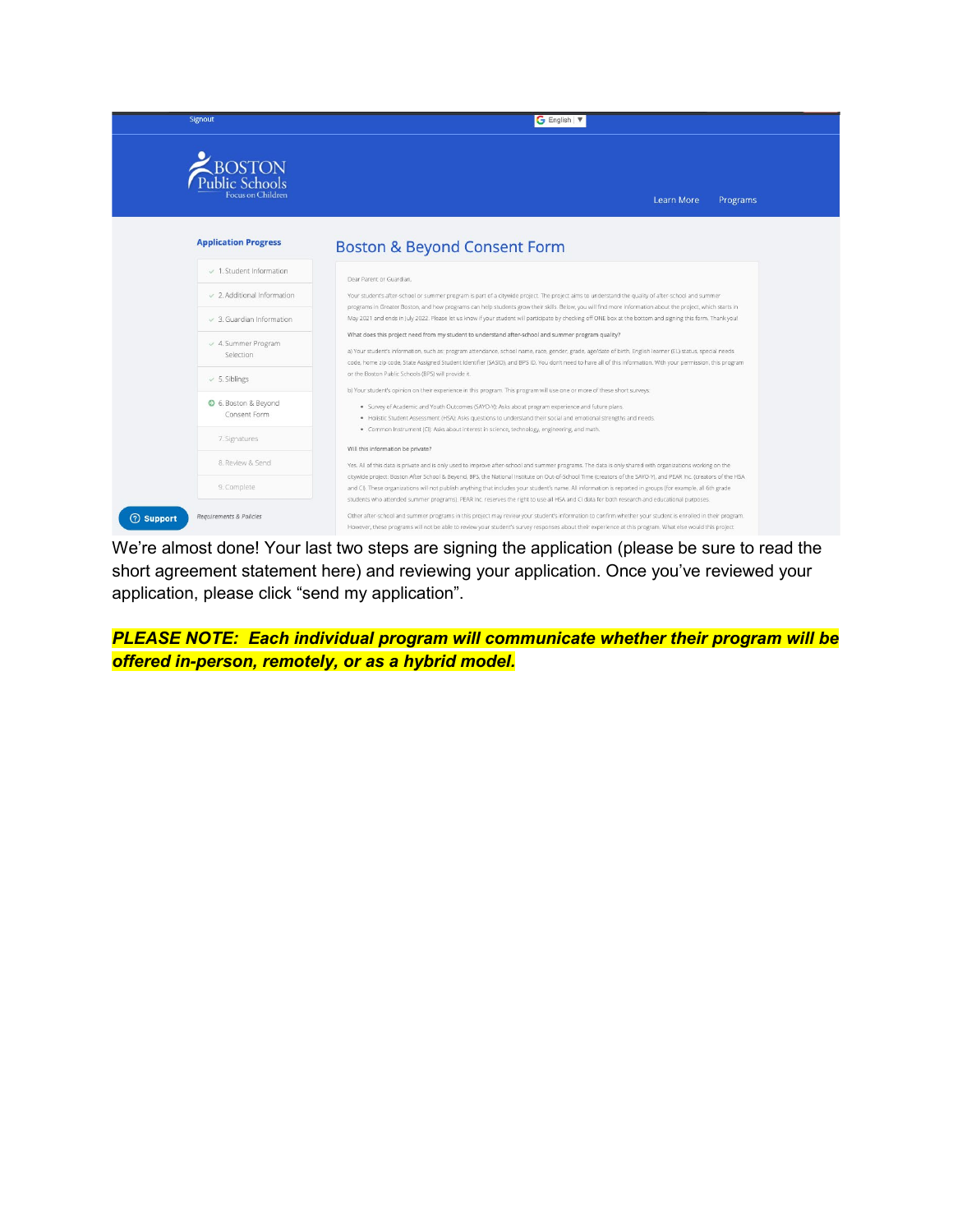Signout

English

BOSTON Public Schools Focus on Children

Learn More Programs

**Application Progress**

1. Student Information
2. Additional Information
3. Guardian Information
4. Summer Program Selection
5. Siblings
6. Boston & Beyond Consent Form
7. Signatures
8. Review & Send
9. Complete

Support

*Requirements & Policies*

## Boston & Beyond Consent Form

Dear Parent or Guardian,

Your student's after-school or summer program is part of a citywide project. The project aims to understand the quality of after-school and summer programs in Greater Boston, and how programs can help students grow their skills. Below, you will find more information about the project, which starts in May 2021 and ends in July 2022. Please let us know if your student will participate by checking off ONE box at the bottom and signing this form. Thank you!

What does this project need from my student to understand after-school and summer program quality?

a) Your student's information, such as: program attendance, school name, race, gender, grade, age/date of birth, English learner (EL) status, special needs code, home zip code, State Assigned Student Identifier (SASID), and BPS ID. You don't need to have all of this information. With your permission, this program or the Boston Public Schools (BPS) will provide it.

b) Your student's opinion on their experience in this program. This program will use one or more of these short surveys:

- Survey of Academic and Youth Outcomes (SAYO-Y): Asks about program experience and future plans.
- Holistic Student Assessment (HSA): Asks questions to understand their social and emotional strengths and needs.
- Common Instrument (CI): Asks about interest in science, technology, engineering, and math.

Will this information be private?

Yes. All of this data is private and is only used to improve after-school and summer programs. The data is only shared with organizations working on the citywide project: Boston After School & Beyond, BPS, the National Institute on Out-of-School Time (creators of the SAYO-Y), and PEAR Inc. (creators of the HSA and CI). These organizations will not publish anything that includes your student's name. All information is reported in groups (for example, all 6th grade students who attended summer programs). PEAR Inc. reserves the right to use all HSA and CI data for both research and educational purposes.

Other after-school and summer programs in this project may review your student's information to confirm whether your student is enrolled in their program. However, these programs will not be able to review your student's survey responses about their experience at this program. What else would this project

We're almost done! Your last two steps are signing the application (please be sure to read the short agreement statement here) and reviewing your application. Once you've reviewed your application, please click "send my application".

***PLEASE NOTE: Each individual program will communicate whether their program will be offered in-person, remotely, or as a hybrid model.***